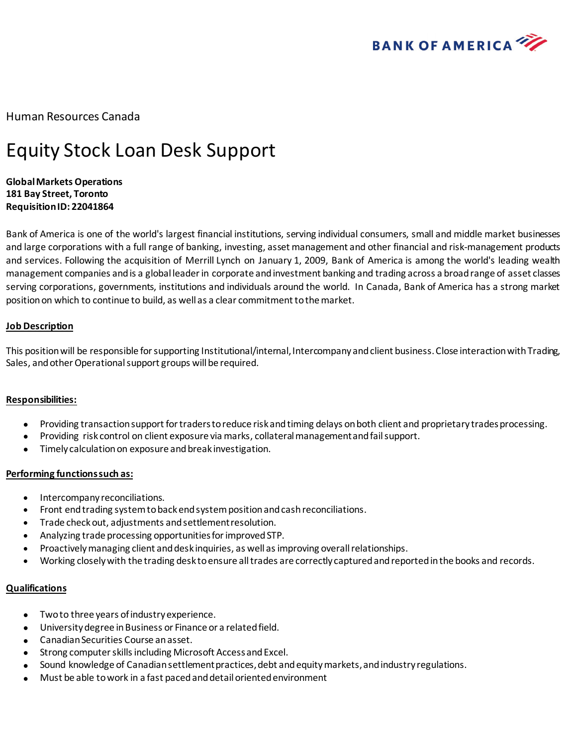BANK OF AMERICA

Human Resources Canada

# Equity Stock Loan Desk Support

**Global Markets Operations**
**181 Bay Street, Toronto**
**Requisition ID: 22041864**

Bank of America is one of the world's largest financial institutions, serving individual consumers, small and middle market businesses and large corporations with a full range of banking, investing, asset management and other financial and risk-management products and services. Following the acquisition of Merrill Lynch on January 1, 2009, Bank of America is among the world's leading wealth management companies and is a global leader in corporate and investment banking and trading across a broad range of asset classes serving corporations, governments, institutions and individuals around the world. In Canada, Bank of America has a strong market position on which to continue to build, as well as a clear commitment to the market.

**Job Description**

This position will be responsible for supporting Institutional/internal, Intercompany and client business. Close interaction with Trading, Sales, and other Operational support groups will be required.

**Responsibilities:**

- Providing transaction support for traders to reduce risk and timing delays on both client and proprietary trades processing.
- Providing risk control on client exposure via marks, collateral management and fail support.
- Timely calculation on exposure and break investigation.

**Performing functions such as:**

- Intercompany reconciliations.
- Front end trading system to back end system position and cash reconciliations.
- Trade check out, adjustments and settlement resolution.
- Analyzing trade processing opportunities for improved STP.
- Proactively managing client and desk inquiries, as well as improving overall relationships.
- Working closely with the trading desk to ensure all trades are correctly captured and reported in the books and records.

**Qualifications**

- Two to three years of industry experience.
- University degree in Business or Finance or a related field.
- Canadian Securities Course an asset.
- Strong computer skills including Microsoft Access and Excel.
- Sound knowledge of Canadian settlement practices, debt and equity markets, and industry regulations.
- Must be able to work in a fast paced and detail oriented environment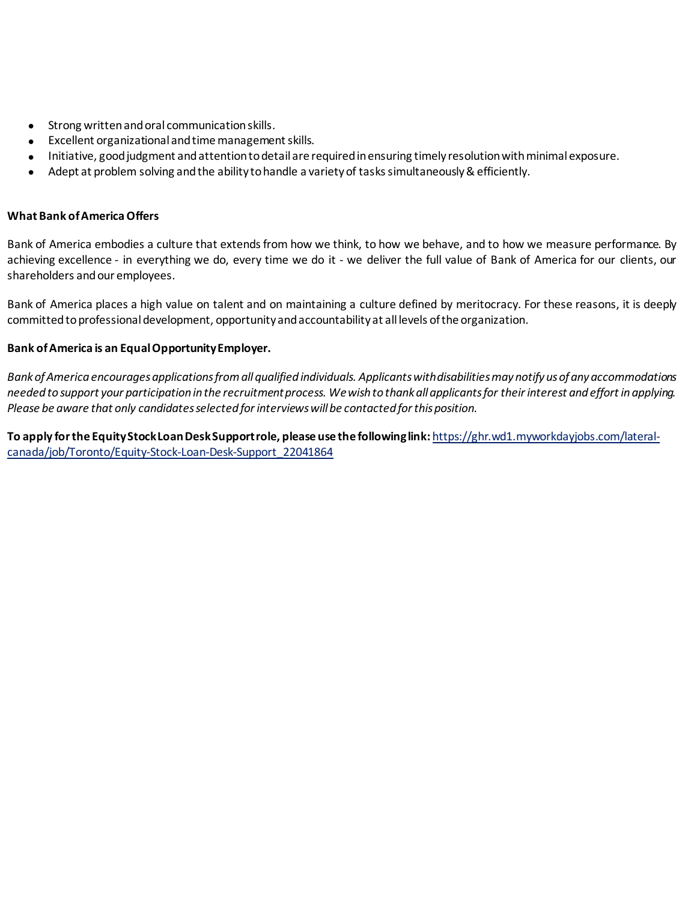- Strong written and oral communication skills.
- Excellent organizational and time management skills.
- Initiative, good judgment and attention to detail are required in ensuring timely resolution with minimal exposure.
- Adept at problem solving and the ability to handle a variety of tasks simultaneously & efficiently.

**What Bank of America Offers**

Bank of America embodies a culture that extends from how we think, to how we behave, and to how we measure performance. By achieving excellence - in everything we do, every time we do it - we deliver the full value of Bank of America for our clients, our shareholders and our employees.

Bank of America places a high value on talent and on maintaining a culture defined by meritocracy. For these reasons, it is deeply committed to professional development, opportunity and accountability at all levels of the organization.

**Bank of America is an Equal Opportunity Employer.**

*Bank of America encourages applications from all qualified individuals. Applicants with disabilities may notify us of any accommodations needed to support your participation in the recruitment process. We wish to thank all applicants for their interest and effort in applying. Please be aware that only candidates selected for interviews will be contacted for this position.*

**To apply for the Equity Stock Loan Desk Support role, please use the following link:** https://ghr.wd1.myworkdayjobs.com/lateral-canada/job/Toronto/Equity-Stock-Loan-Desk-Support_22041864